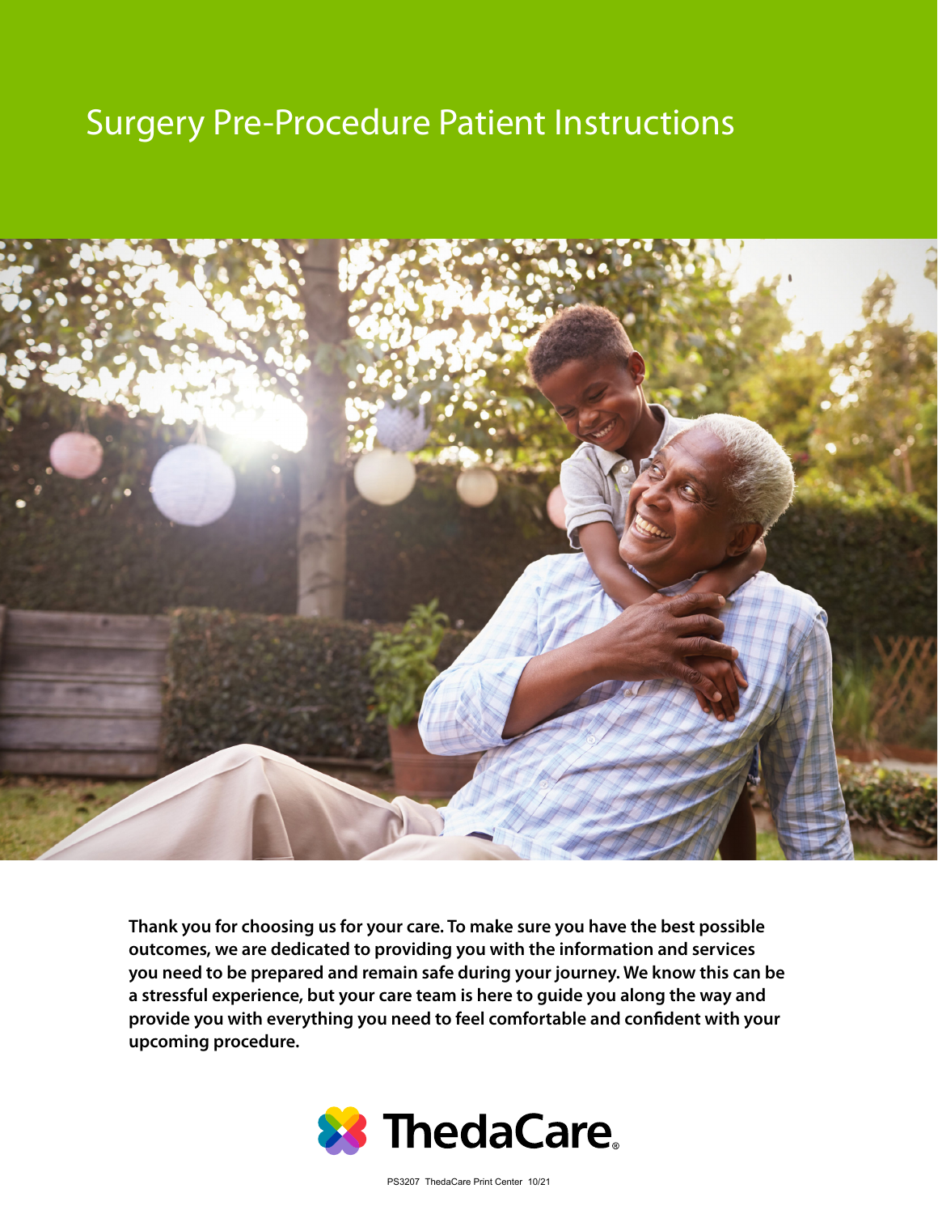# Surgery Pre-Procedure Patient Instructions

**Thank you for choosing us for your care. To make sure you have the best possible outcomes, we are dedicated to providing you with the information and services you need to be prepared and remain safe during your journey. We know this can be a stressful experience, but your care team is here to guide you along the way and provide you with everything you need to feel comfortable and confident with your upcoming procedure.**

ThedaCare

PS3207 ThedaCare Print Center 10/21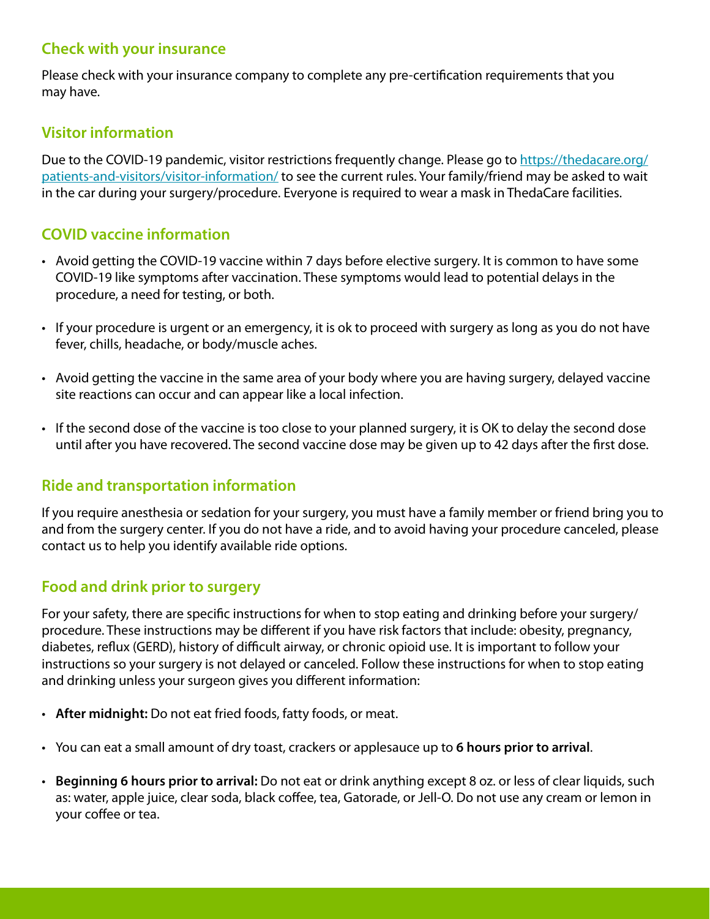## Check with your insurance

Please check with your insurance company to complete any pre-certification requirements that you may have.

## Visitor information

Due to the COVID-19 pandemic, visitor restrictions frequently change. Please go to [https://thedacare.org/patients-and-visitors/visitor-information/](https://thedacare.org/patients-and-visitors/visitor-information/) to see the current rules. Your family/friend may be asked to wait in the car during your surgery/procedure. Everyone is required to wear a mask in ThedaCare facilities.

## COVID vaccine information

- Avoid getting the COVID-19 vaccine within 7 days before elective surgery. It is common to have some COVID-19 like symptoms after vaccination. These symptoms would lead to potential delays in the procedure, a need for testing, or both.
- If your procedure is urgent or an emergency, it is ok to proceed with surgery as long as you do not have fever, chills, headache, or body/muscle aches.
- Avoid getting the vaccine in the same area of your body where you are having surgery, delayed vaccine site reactions can occur and can appear like a local infection.
- If the second dose of the vaccine is too close to your planned surgery, it is OK to delay the second dose until after you have recovered. The second vaccine dose may be given up to 42 days after the first dose.

## Ride and transportation information

If you require anesthesia or sedation for your surgery, you must have a family member or friend bring you to and from the surgery center. If you do not have a ride, and to avoid having your procedure canceled, please contact us to help you identify available ride options.

## Food and drink prior to surgery

For your safety, there are specific instructions for when to stop eating and drinking before your surgery/procedure. These instructions may be different if you have risk factors that include: obesity, pregnancy, diabetes, reflux (GERD), history of difficult airway, or chronic opioid use. It is important to follow your instructions so your surgery is not delayed or canceled. Follow these instructions for when to stop eating and drinking unless your surgeon gives you different information:

- **After midnight:** Do not eat fried foods, fatty foods, or meat.
- You can eat a small amount of dry toast, crackers or applesauce up to **6 hours prior to arrival**.
- **Beginning 6 hours prior to arrival:** Do not eat or drink anything except 8 oz. or less of clear liquids, such as: water, apple juice, clear soda, black coffee, tea, Gatorade, or Jell-O. Do not use any cream or lemon in your coffee or tea.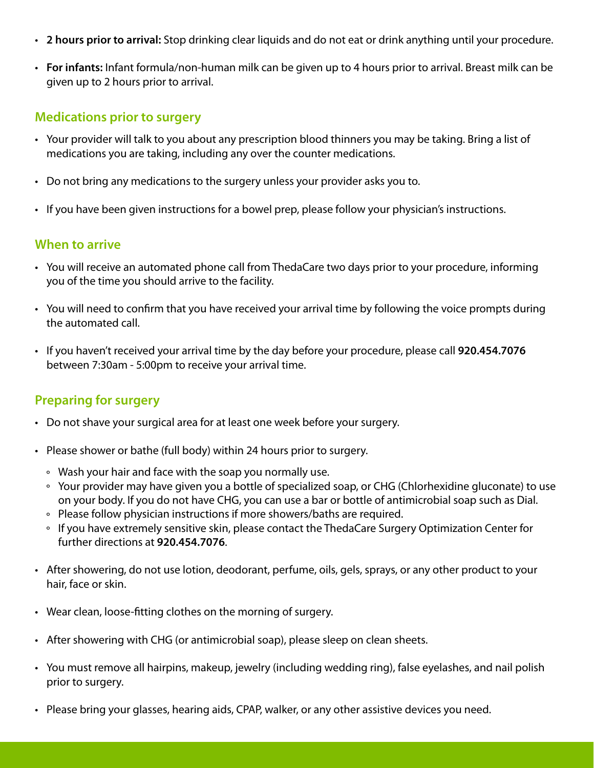- **2 hours prior to arrival:** Stop drinking clear liquids and do not eat or drink anything until your procedure.
- **For infants:** Infant formula/non-human milk can be given up to 4 hours prior to arrival. Breast milk can be given up to 2 hours prior to arrival.

## Medications prior to surgery

- Your provider will talk to you about any prescription blood thinners you may be taking. Bring a list of medications you are taking, including any over the counter medications.
- Do not bring any medications to the surgery unless your provider asks you to.
- If you have been given instructions for a bowel prep, please follow your physician's instructions.

## When to arrive

- You will receive an automated phone call from ThedaCare two days prior to your procedure, informing you of the time you should arrive to the facility.
- You will need to confirm that you have received your arrival time by following the voice prompts during the automated call.
- If you haven't received your arrival time by the day before your procedure, please call **920.454.7076** between 7:30am - 5:00pm to receive your arrival time.

## Preparing for surgery

- Do not shave your surgical area for at least one week before your surgery.
- Please shower or bathe (full body) within 24 hours prior to surgery.
  - Wash your hair and face with the soap you normally use.
  - Your provider may have given you a bottle of specialized soap, or CHG (Chlorhexidine gluconate) to use on your body. If you do not have CHG, you can use a bar or bottle of antimicrobial soap such as Dial.
  - Please follow physician instructions if more showers/baths are required.
  - If you have extremely sensitive skin, please contact the ThedaCare Surgery Optimization Center for further directions at **920.454.7076**.
- After showering, do not use lotion, deodorant, perfume, oils, gels, sprays, or any other product to your hair, face or skin.
- Wear clean, loose-fitting clothes on the morning of surgery.
- After showering with CHG (or antimicrobial soap), please sleep on clean sheets.
- You must remove all hairpins, makeup, jewelry (including wedding ring), false eyelashes, and nail polish prior to surgery.
- Please bring your glasses, hearing aids, CPAP, walker, or any other assistive devices you need.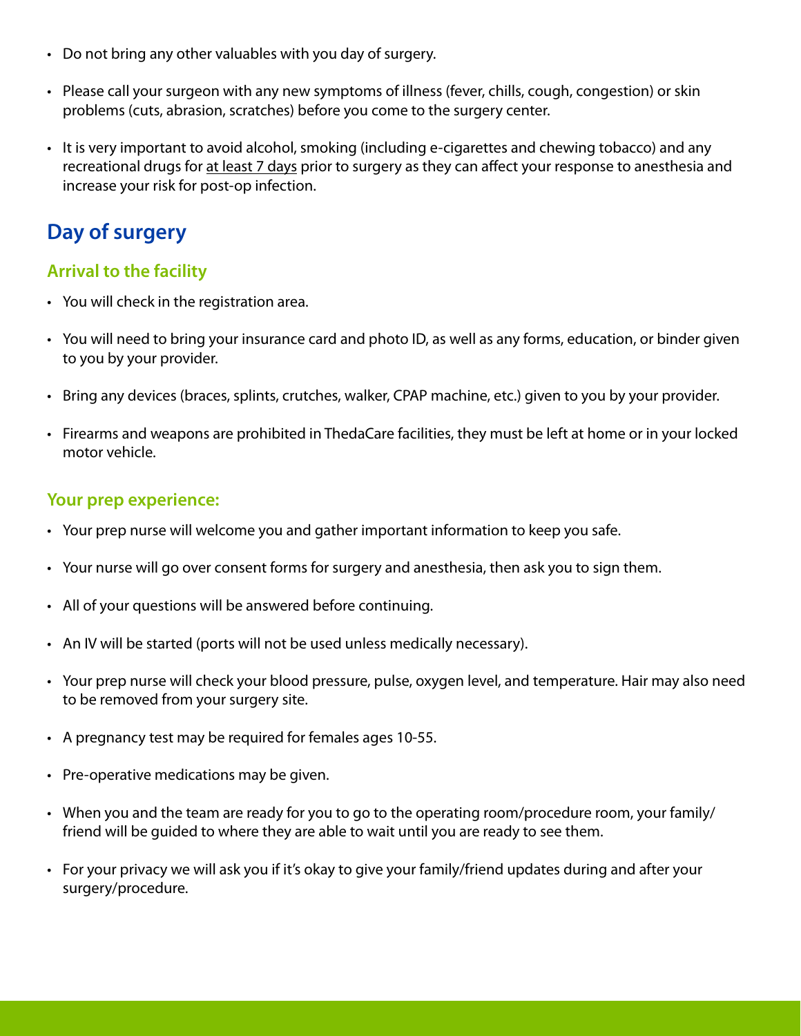- Do not bring any other valuables with you day of surgery.
- Please call your surgeon with any new symptoms of illness (fever, chills, cough, congestion) or skin problems (cuts, abrasion, scratches) before you come to the surgery center.
- It is very important to avoid alcohol, smoking (including e-cigarettes and chewing tobacco) and any recreational drugs for at least 7 days prior to surgery as they can affect your response to anesthesia and increase your risk for post-op infection.

## Day of surgery

### Arrival to the facility

- You will check in the registration area.
- You will need to bring your insurance card and photo ID, as well as any forms, education, or binder given to you by your provider.
- Bring any devices (braces, splints, crutches, walker, CPAP machine, etc.) given to you by your provider.
- Firearms and weapons are prohibited in ThedaCare facilities, they must be left at home or in your locked motor vehicle.

### Your prep experience:

- Your prep nurse will welcome you and gather important information to keep you safe.
- Your nurse will go over consent forms for surgery and anesthesia, then ask you to sign them.
- All of your questions will be answered before continuing.
- An IV will be started (ports will not be used unless medically necessary).
- Your prep nurse will check your blood pressure, pulse, oxygen level, and temperature. Hair may also need to be removed from your surgery site.
- A pregnancy test may be required for females ages 10-55.
- Pre-operative medications may be given.
- When you and the team are ready for you to go to the operating room/procedure room, your family/friend will be guided to where they are able to wait until you are ready to see them.
- For your privacy we will ask you if it's okay to give your family/friend updates during and after your surgery/procedure.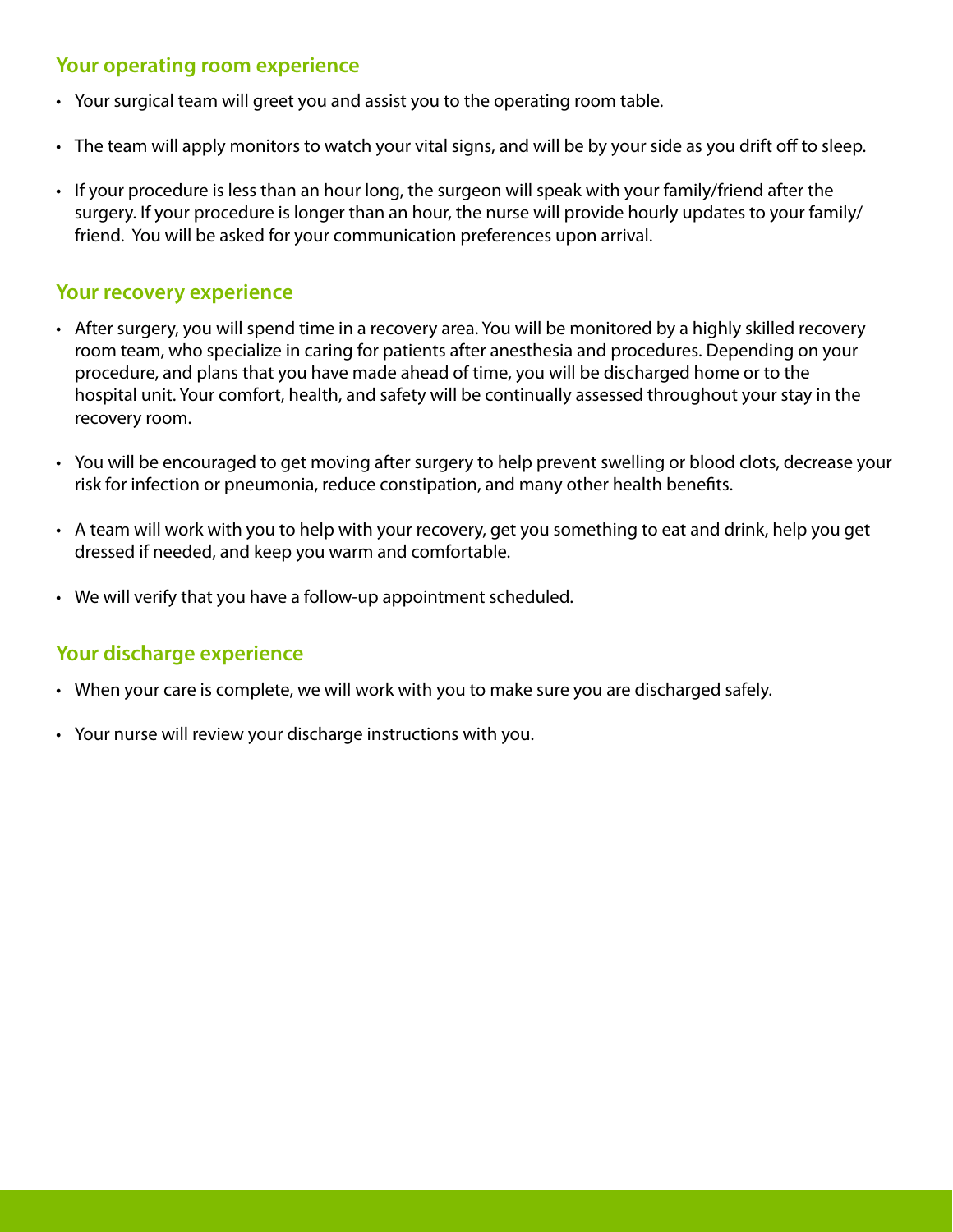## Your operating room experience

- Your surgical team will greet you and assist you to the operating room table.
- The team will apply monitors to watch your vital signs, and will be by your side as you drift off to sleep.
- If your procedure is less than an hour long, the surgeon will speak with your family/friend after the surgery. If your procedure is longer than an hour, the nurse will provide hourly updates to your family/friend. You will be asked for your communication preferences upon arrival.

## Your recovery experience

- After surgery, you will spend time in a recovery area. You will be monitored by a highly skilled recovery room team, who specialize in caring for patients after anesthesia and procedures. Depending on your procedure, and plans that you have made ahead of time, you will be discharged home or to the hospital unit. Your comfort, health, and safety will be continually assessed throughout your stay in the recovery room.
- You will be encouraged to get moving after surgery to help prevent swelling or blood clots, decrease your risk for infection or pneumonia, reduce constipation, and many other health benefits.
- A team will work with you to help with your recovery, get you something to eat and drink, help you get dressed if needed, and keep you warm and comfortable.
- We will verify that you have a follow-up appointment scheduled.

## Your discharge experience

- When your care is complete, we will work with you to make sure you are discharged safely.
- Your nurse will review your discharge instructions with you.